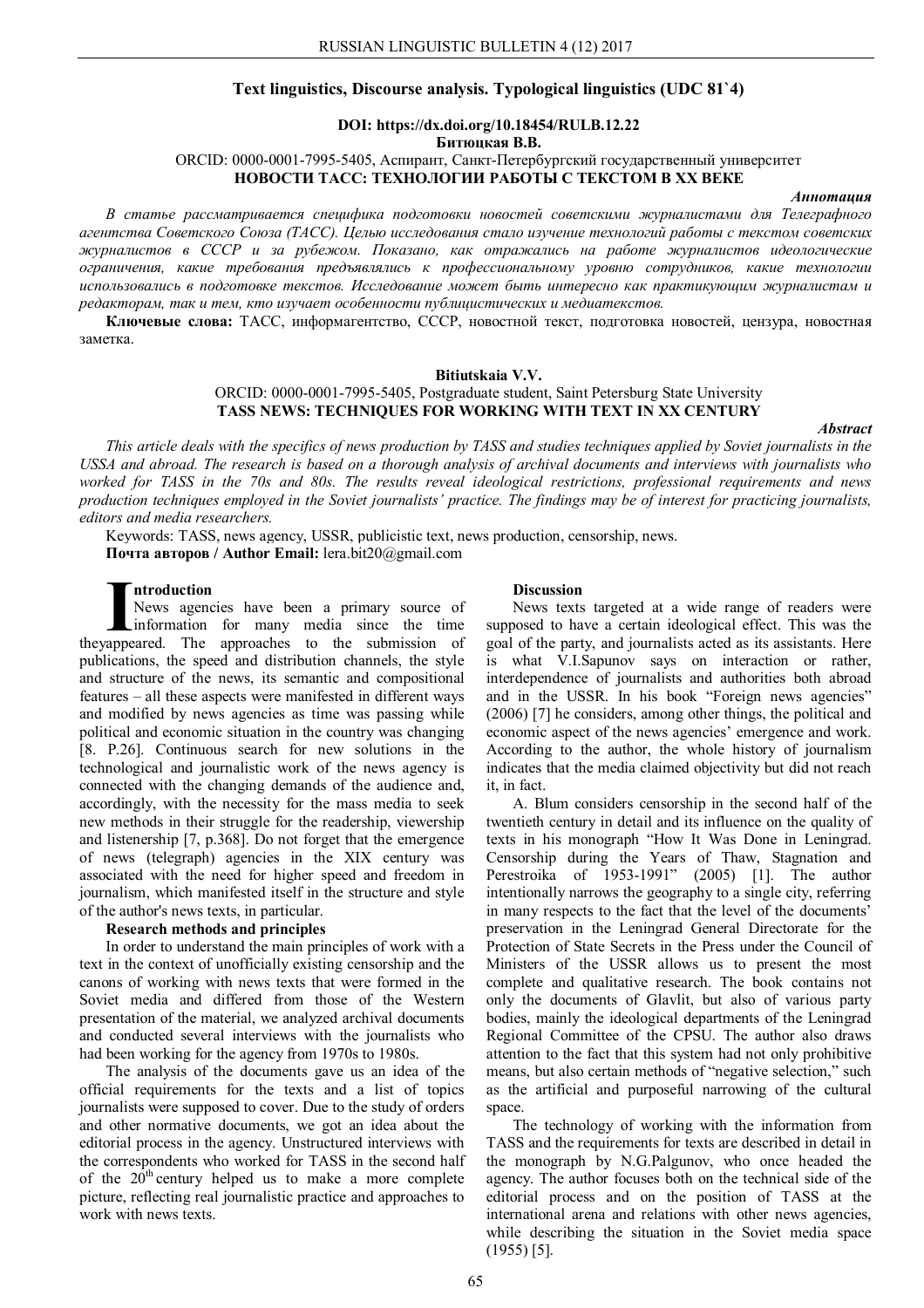## Text linguistics, Discourse analysis. Typological linguistics (UDC 81`4)

**DOI: https://dx.doi.org/10.18454/RULB.12.22**

**Битюцкая В.В.**

ORCID: 0000-0001-7995-5405, Аспирант, Санкт-Петербургский государственный университет

**НОВОСТИ ТАСС: ТЕХНОЛОГИИ РАБОТЫ С ТЕКСТОМ В XX ВЕКЕ**

***Аннотация***

*В статье рассматривается специфика подготовки новостей советскими журналистами для Телеграфного агентства Советского Союза (ТАСС). Целью исследования стало изучение технологий работы с текстом советских журналистов в СССР и за рубежом. Показано, как отражались на работе журналистов идеологические ограничения, какие требования предъявлялись к профессиональному уровню сотрудников, какие технологии использовались в подготовке текстов. Исследование может быть интересно как практикующим журналистам и редакторам, так и тем, кто изучает особенности публицистических и медиатекстов.*

**Ключевые слова:** ТАСС, информагентство, СССР, новостной текст, подготовка новостей, цензура, новостная заметка.

**Bitiutskaia V.V.**

ORCID: 0000-0001-7995-5405, Postgraduate student, Saint Petersburg State University

**TASS NEWS: TECHNIQUES FOR WORKING WITH TEXT IN XX CENTURY**

***Abstract***

*This article deals with the specifics of news production by TASS and studies techniques applied by Soviet journalists in the USSA and abroad. The research is based on a thorough analysis of archival documents and interviews with journalists who worked for TASS in the 70s and 80s. The results reveal ideological restrictions, professional requirements and news production techniques employed in the Soviet journalists' practice. The findings may be of interest for practicing journalists, editors and media researchers.*

Keywords: TASS, news agency, USSR, publicistic text, news production, censorship, news.

**Почта авторов / Author Email:** lera.bit20@gmail.com

### Introduction

News agencies have been a primary source of information for many media since the time theyappeared. The approaches to the submission of publications, the speed and distribution channels, the style and structure of the news, its semantic and compositional features – all these aspects were manifested in different ways and modified by news agencies as time was passing while political and economic situation in the country was changing [8. P.26]. Continuous search for new solutions in the technological and journalistic work of the news agency is connected with the changing demands of the audience and, accordingly, with the necessity for the mass media to seek new methods in their struggle for the readership, viewership and listenership [7, p.368]. Do not forget that the emergence of news (telegraph) agencies in the XIX century was associated with the need for higher speed and freedom in journalism, which manifested itself in the structure and style of the author's news texts, in particular.

### Research methods and principles

In order to understand the main principles of work with a text in the context of unofficially existing censorship and the canons of working with news texts that were formed in the Soviet media and differed from those of the Western presentation of the material, we analyzed archival documents and conducted several interviews with the journalists who had been working for the agency from 1970s to 1980s.

The analysis of the documents gave us an idea of the official requirements for the texts and a list of topics journalists were supposed to cover. Due to the study of orders and other normative documents, we got an idea about the editorial process in the agency. Unstructured interviews with the correspondents who worked for TASS in the second half of the 20th century helped us to make a more complete picture, reflecting real journalistic practice and approaches to work with news texts.

### Discussion

News texts targeted at a wide range of readers were supposed to have a certain ideological effect. This was the goal of the party, and journalists acted as its assistants. Here is what V.I.Sapunov says on interaction or rather, interdependence of journalists and authorities both abroad and in the USSR. In his book "Foreign news agencies" (2006) [7] he considers, among other things, the political and economic aspect of the news agencies' emergence and work. According to the author, the whole history of journalism indicates that the media claimed objectivity but did not reach it, in fact.

A. Blum considers censorship in the second half of the twentieth century in detail and its influence on the quality of texts in his monograph "How It Was Done in Leningrad. Censorship during the Years of Thaw, Stagnation and Perestroika of 1953-1991" (2005) [1]. The author intentionally narrows the geography to a single city, referring in many respects to the fact that the level of the documents' preservation in the Leningrad General Directorate for the Protection of State Secrets in the Press under the Council of Ministers of the USSR allows us to present the most complete and qualitative research. The book contains not only the documents of Glavlit, but also of various party bodies, mainly the ideological departments of the Leningrad Regional Committee of the CPSU. The author also draws attention to the fact that this system had not only prohibitive means, but also certain methods of "negative selection," such as the artificial and purposeful narrowing of the cultural space.

The technology of working with the information from TASS and the requirements for texts are described in detail in the monograph by N.G.Palgunov, who once headed the agency. The author focuses both on the technical side of the editorial process and on the position of TASS at the international arena and relations with other news agencies, while describing the situation in the Soviet media space (1955) [5].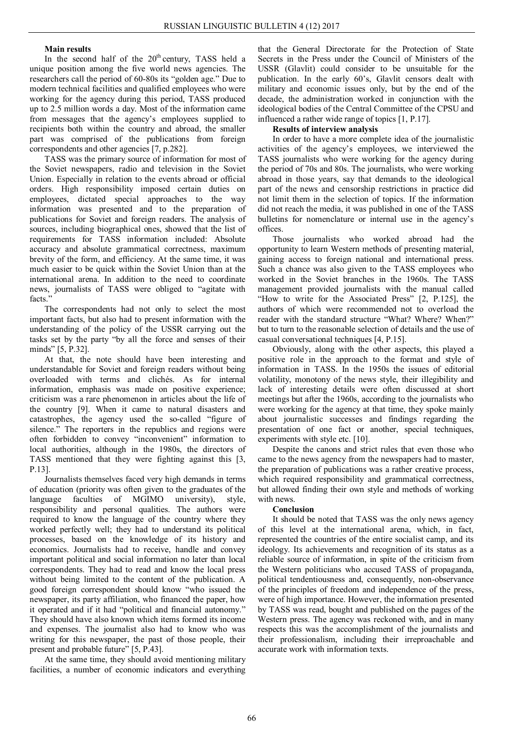**Main results**

In the second half of the 20th century, TASS held a unique position among the five world news agencies. The researchers call the period of 60-80s its "golden age." Due to modern technical facilities and qualified employees who were working for the agency during this period, TASS produced up to 2.5 million words a day. Most of the information came from messages that the agency's employees supplied to recipients both within the country and abroad, the smaller part was comprised of the publications from foreign correspondents and other agencies [7, p.282].

TASS was the primary source of information for most of the Soviet newspapers, radio and television in the Soviet Union. Especially in relation to the events abroad or official orders. High responsibility imposed certain duties on employees, dictated special approaches to the way information was presented and to the preparation of publications for Soviet and foreign readers. The analysis of sources, including biographical ones, showed that the list of requirements for TASS information included: Absolute accuracy and absolute grammatical correctness, maximum brevity of the form, and efficiency. At the same time, it was much easier to be quick within the Soviet Union than at the international arena. In addition to the need to coordinate news, journalists of TASS were obliged to "agitate with facts."

The correspondents had not only to select the most important facts, but also had to present information with the understanding of the policy of the USSR carrying out the tasks set by the party "by all the force and senses of their minds" [5, P.32].

At that, the note should have been interesting and understandable for Soviet and foreign readers without being overloaded with terms and clichés. As for internal information, emphasis was made on positive experience; criticism was a rare phenomenon in articles about the life of the country [9]. When it came to natural disasters and catastrophes, the agency used the so-called "figure of silence." The reporters in the republics and regions were often forbidden to convey "inconvenient" information to local authorities, although in the 1980s, the directors of TASS mentioned that they were fighting against this [3, P.13].

Journalists themselves faced very high demands in terms of education (priority was often given to the graduates of the language faculties of MGIMO university), style, responsibility and personal qualities. The authors were required to know the language of the country where they worked perfectly well; they had to understand its political processes, based on the knowledge of its history and economics. Journalists had to receive, handle and convey important political and social information no later than local correspondents. They had to read and know the local press without being limited to the content of the publication. A good foreign correspondent should know "who issued the newspaper, its party affiliation, who financed the paper, how it operated and if it had "political and financial autonomy." They should have also known which items formed its income and expenses. The journalist also had to know who was writing for this newspaper, the past of those people, their present and probable future" [5, P.43].

At the same time, they should avoid mentioning military facilities, a number of economic indicators and everything that the General Directorate for the Protection of State Secrets in the Press under the Council of Ministers of the USSR (Glavlit) could consider to be unsuitable for the publication. In the early 60's, Glavlit censors dealt with military and economic issues only, but by the end of the decade, the administration worked in conjunction with the ideological bodies of the Central Committee of the CPSU and influenced a rather wide range of topics [1, P.17].

**Results of interview analysis**

In order to have a more complete idea of the journalistic activities of the agency's employees, we interviewed the TASS journalists who were working for the agency during the period of 70s and 80s. The journalists, who were working abroad in those years, say that demands to the ideological part of the news and censorship restrictions in practice did not limit them in the selection of topics. If the information did not reach the media, it was published in one of the TASS bulletins for nomenclature or internal use in the agency's offices.

Those journalists who worked abroad had the opportunity to learn Western methods of presenting material, gaining access to foreign national and international press. Such a chance was also given to the TASS employees who worked in the Soviet branches in the 1960s. The TASS management provided journalists with the manual called "How to write for the Associated Press" [2, P.125], the authors of which were recommended not to overload the reader with the standard structure "What? Where? When?" but to turn to the reasonable selection of details and the use of casual conversational techniques [4, P.15].

Obviously, along with the other aspects, this played a positive role in the approach to the format and style of information in TASS. In the 1950s the issues of editorial volatility, monotony of the news style, their illegibility and lack of interesting details were often discussed at short meetings but after the 1960s, according to the journalists who were working for the agency at that time, they spoke mainly about journalistic successes and findings regarding the presentation of one fact or another, special techniques, experiments with style etc. [10].

Despite the canons and strict rules that even those who came to the news agency from the newspapers had to master, the preparation of publications was a rather creative process, which required responsibility and grammatical correctness, but allowed finding their own style and methods of working with news.

**Conclusion**

It should be noted that TASS was the only news agency of this level at the international arena, which, in fact, represented the countries of the entire socialist camp, and its ideology. Its achievements and recognition of its status as a reliable source of information, in spite of the criticism from the Western politicians who accused TASS of propaganda, political tendentiousness and, consequently, non-observance of the principles of freedom and independence of the press, were of high importance. However, the information presented by TASS was read, bought and published on the pages of the Western press. The agency was reckoned with, and in many respects this was the accomplishment of the journalists and their professionalism, including their irreproachable and accurate work with information texts.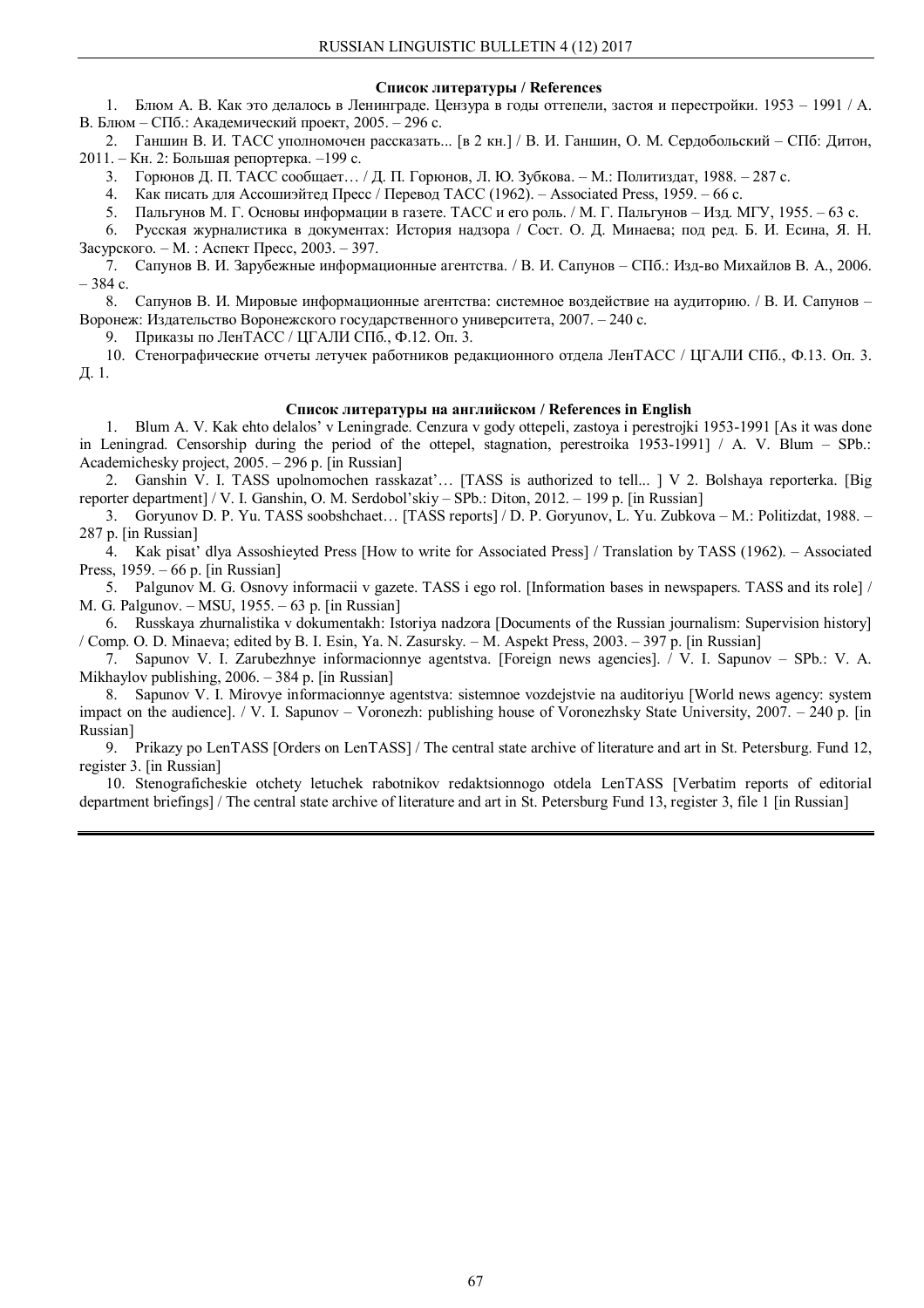## Список литературы / References

1. Блюм А. В. Как это делалось в Ленинграде. Цензура в годы оттепели, застоя и перестройки. 1953 – 1991 / А. В. Блюм – СПб.: Академический проект, 2005. – 296 с.
2. Ганшин В. И. ТАСС уполномочен рассказать... [в 2 кн.] / В. И. Ганшин, О. М. Сердобольский – СПб: Дитон, 2011. – Кн. 2: Большая репортерка. –199 с.
3. Горюнов Д. П. ТАСС сообщает… / Д. П. Горюнов, Л. Ю. Зубкова. – М.: Политиздат, 1988. – 287 с.
4. Как писать для Ассошиэйтед Пресс / Перевод ТАСС (1962). – Associated Press, 1959. – 66 с.
5. Пальгунов М. Г. Основы информации в газете. ТАСС и его роль. / М. Г. Пальгунов – Изд. МГУ, 1955. – 63 с.
6. Русская журналистика в документах: История надзора / Сост. О. Д. Минаева; под ред. Б. И. Есина, Я. Н. Засурского. – М. : Аспект Пресс, 2003. – 397.
7. Сапунов В. И. Зарубежные информационные агентства. / В. И. Сапунов – СПб.: Изд-во Михайлов В. А., 2006. – 384 с.
8. Сапунов В. И. Мировые информационные агентства: системное воздействие на аудиторию. / В. И. Сапунов – Воронеж: Издательство Воронежского государственного университета, 2007. – 240 с.
9. Приказы по ЛенТАСС / ЦГАЛИ СПб., Ф.12. Оп. 3.
10. Стенографические отчеты летучек работников редакционного отдела ЛенТАСС / ЦГАЛИ СПб., Ф.13. Оп. 3. Д. 1.

## Список литературы на английском / References in English

1. Blum A. V. Kak ehto delalos' v Leningrade. Cenzura v gody ottepeli, zastoya i perestrojki 1953-1991 [As it was done in Leningrad. Censorship during the period of the ottepel, stagnation, perestroika 1953-1991] / A. V. Blum – SPb.: Academichesky project, 2005. – 296 p. [in Russian]
2. Ganshin V. I. TASS upolnomochen rasskazat'… [TASS is authorized to tell... ] V 2. Bolshaya reporterka. [Big reporter department] / V. I. Ganshin, O. M. Serdobol'skiy – SPb.: Diton, 2012. – 199 p. [in Russian]
3. Goryunov D. P. Yu. TASS soobshchaet… [TASS reports] / D. P. Goryunov, L. Yu. Zubkova – M.: Politizdat, 1988. – 287 p. [in Russian]
4. Kak pisat' dlya Assoshieyted Press [How to write for Associated Press] / Translation by TASS (1962). – Associated Press, 1959. – 66 p. [in Russian]
5. Palgunov M. G. Osnovy informacii v gazete. TASS i ego rol. [Information bases in newspapers. TASS and its role] / M. G. Palgunov. – MSU, 1955. – 63 p. [in Russian]
6. Russkaya zhurnalistika v dokumentakh: Istoriya nadzora [Documents of the Russian journalism: Supervision history] / Comp. O. D. Minaeva; edited by B. I. Esin, Ya. N. Zasursky. – M. Aspekt Press, 2003. – 397 p. [in Russian]
7. Sapunov V. I. Zarubezhnye informacionnye agentstva. [Foreign news agencies]. / V. I. Sapunov – SPb.: V. A. Mikhaylov publishing, 2006. – 384 p. [in Russian]
8. Sapunov V. I. Mirovye informacionnye agentstva: sistemnoe vozdejstvie na auditoriyu [World news agency: system impact on the audience]. / V. I. Sapunov – Voronezh: publishing house of Voronezhsky State University, 2007. – 240 p. [in Russian]
9. Prikazy po LenTASS [Orders on LenTASS] / The central state archive of literature and art in St. Petersburg. Fund 12, register 3. [in Russian]
10. Stenograficheskie otchety letuchek rabotnikov redaktsionnogo otdela LenTASS [Verbatim reports of editorial department briefings] / The central state archive of literature and art in St. Petersburg Fund 13, register 3, file 1 [in Russian]